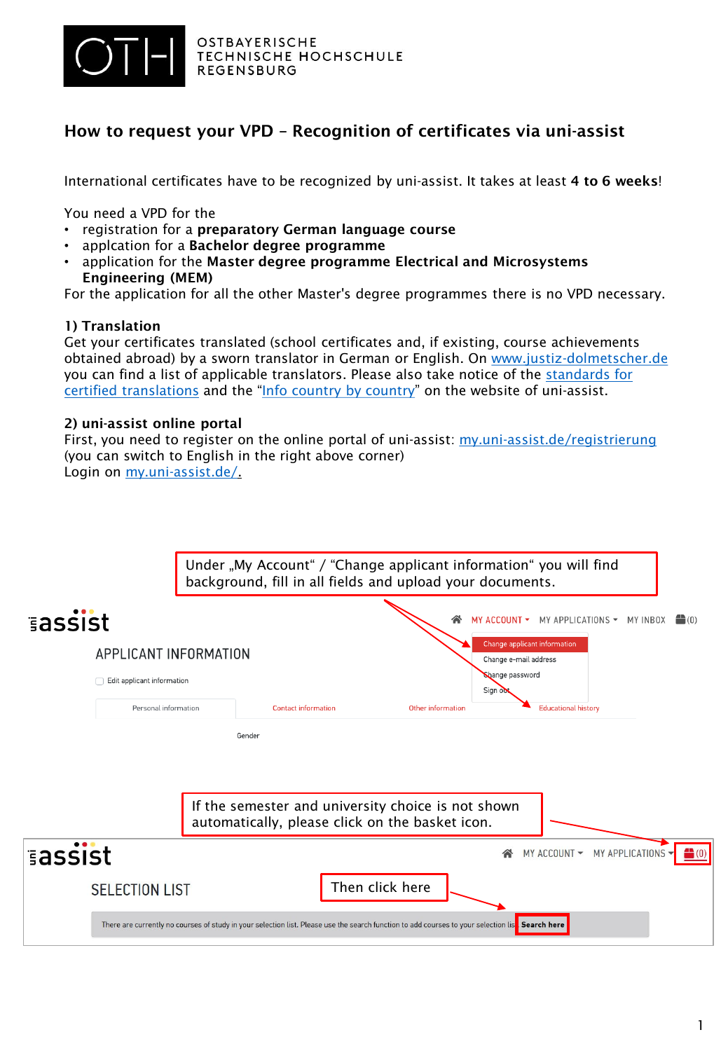# How to request your VPD – Recognition of certificates via uni-assist

International certificates have to be recognized by uni-assist. It takes at least **4 to 6 weeks**!

You need a VPD for the

- registration for a **preparatory German language course**
- applcation for a **Bachelor degree programme**
- application for the **Master degree programme Electrical and Microsystems Engineering (MEM)**

For the application for all the other Master's degree programmes there is no VPD necessary.

**1) Translation**

Get your certificates translated (school certificates and, if existing, course achievements obtained abroad) by a sworn translator in German or English. On www.justiz-dolmetscher.de you can find a list of applicable translators. Please also take notice of the standards for certified translations and the "Info country by country" on the website of uni-assist.

**2) uni-assist online portal**

First, you need to register on the online portal of uni-assist: my.uni-assist.de/registrierung (you can switch to English in the right above corner)
Login on my.uni-assist.de/.

Under „My Account" / "Change applicant information" you will find background, fill in all fields and upload your documents.

If the semester and university choice is not shown automatically, please click on the basket icon.

Then click here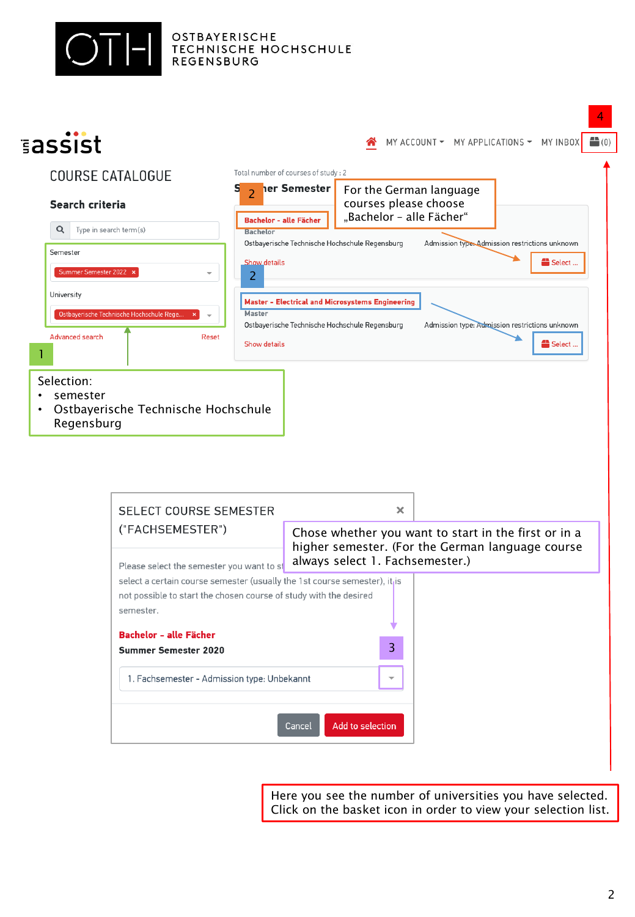OSTBAYERISCHE
TECHNISCHE HOCHSCHULE
REGENSBURG

uni-assist

MY ACCOUNT MY APPLICATIONS MY INBOX (0)

4

## COURSE CATALOGUE

### Search criteria

Type in search term(s)

Semester

Summer Semester 2022

University

Ostbayerische Technische Hochschule Rege...

Advanced search Reset

1

Selection:

- semester
- Ostbayerische Technische Hochschule Regensburg

Total number of courses of study : 2

Summer Semester

2

For the German language courses please choose „Bachelor – alle Fächer“

**Bachelor - alle Fächer**
Bachelor
Ostbayerische Technische Hochschule Regensburg
Admission type: Admission restrictions unknown
Show details
Select ...

2

**Master - Electrical and Microsystems Engineering**
Master
Ostbayerische Technische Hochschule Regensburg
Admission type: Admission restrictions unknown
Show details
Select ...

SELECT COURSE SEMESTER ("FACHSEMESTER")

Please select the semester you want to st... select a certain course semester (usually the 1st course semester), it is not possible to start the chosen course of study with the desired semester.

Chose whether you want to start in the first or in a higher semester. (For the German language course always select 1. Fachsemester.)

**Bachelor - alle Fächer**

**Summer Semester 2020**

3

1. Fachsemester - Admission type: Unbekannt

Cancel Add to selection

Here you see the number of universities you have selected. Click on the basket icon in order to view your selection list.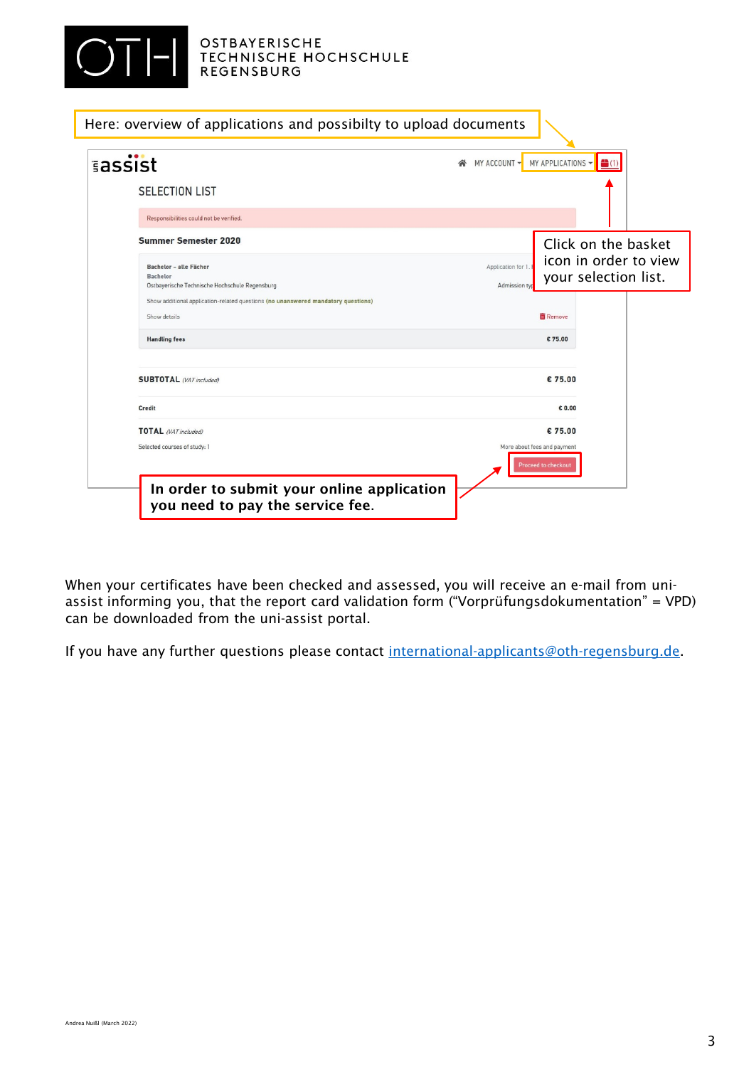Here: overview of applications and possibilty to upload documents

assist

MY ACCOUNT MY APPLICATIONS (1)

SELECTION LIST

Responsibilities could not be verified.

Summer Semester 2020

Bachelor – alle Fächer
Bachelor
Ostbayerische Technische Hochschule Regensburg

Application for 1.
Admission typ

Show additional application-related questions (no unanswered mandatory questions)

Show details

Remove

Handling fees € 75.00

SUBTOTAL (VAT included) € 75.00

Credit € 0.00

TOTAL (VAT included) € 75.00

Selected courses of study: 1

More about fees and payment

Proceed to checkout

Click on the basket icon in order to view your selection list.

**In order to submit your online application you need to pay the service fee.**

When your certificates have been checked and assessed, you will receive an e-mail from uni-assist informing you, that the report card validation form ("Vorprüfungsdokumentation" = VPD) can be downloaded from the uni-assist portal.

If you have any further questions please contact international-applicants@oth-regensburg.de.

Andrea Nuißl (March 2022)